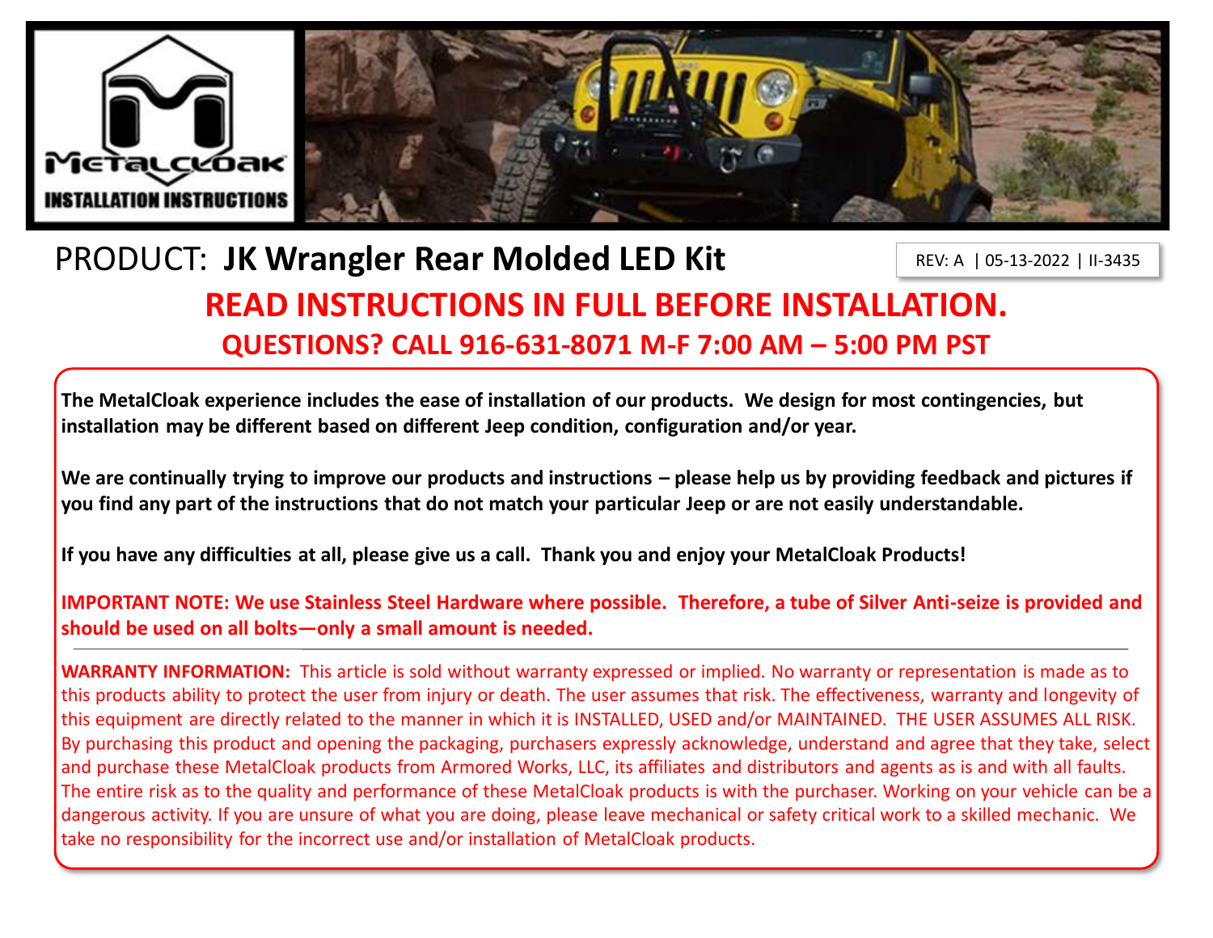MetalCloak

INSTALLATION INSTRUCTIONS

# PRODUCT: **JK Wrangler Rear Molded LED Kit**

REV: A | 05-13-2022 | II-3435

## READ INSTRUCTIONS IN FULL BEFORE INSTALLATION.

### QUESTIONS? CALL 916-631-8071 M-F 7:00 AM – 5:00 PM PST

**The MetalCloak experience includes the ease of installation of our products. We design for most contingencies, but installation may be different based on different Jeep condition, configuration and/or year.**

**We are continually trying to improve our products and instructions – please help us by providing feedback and pictures if you find any part of the instructions that do not match your particular Jeep or are not easily understandable.**

**If you have any difficulties at all, please give us a call. Thank you and enjoy your MetalCloak Products!**

**IMPORTANT NOTE: We use Stainless Steel Hardware where possible. Therefore, a tube of Silver Anti-seize is provided and should be used on all bolts—only a small amount is needed.**

---

**WARRANTY INFORMATION:** This article is sold without warranty expressed or implied. No warranty or representation is made as to this products ability to protect the user from injury or death. The user assumes that risk. The effectiveness, warranty and longevity of this equipment are directly related to the manner in which it is INSTALLED, USED and/or MAINTAINED. THE USER ASSUMES ALL RISK. By purchasing this product and opening the packaging, purchasers expressly acknowledge, understand and agree that they take, select and purchase these MetalCloak products from Armored Works, LLC, its affiliates and distributors and agents as is and with all faults. The entire risk as to the quality and performance of these MetalCloak products is with the purchaser. Working on your vehicle can be a dangerous activity. If you are unsure of what you are doing, please leave mechanical or safety critical work to a skilled mechanic. We take no responsibility for the incorrect use and/or installation of MetalCloak products.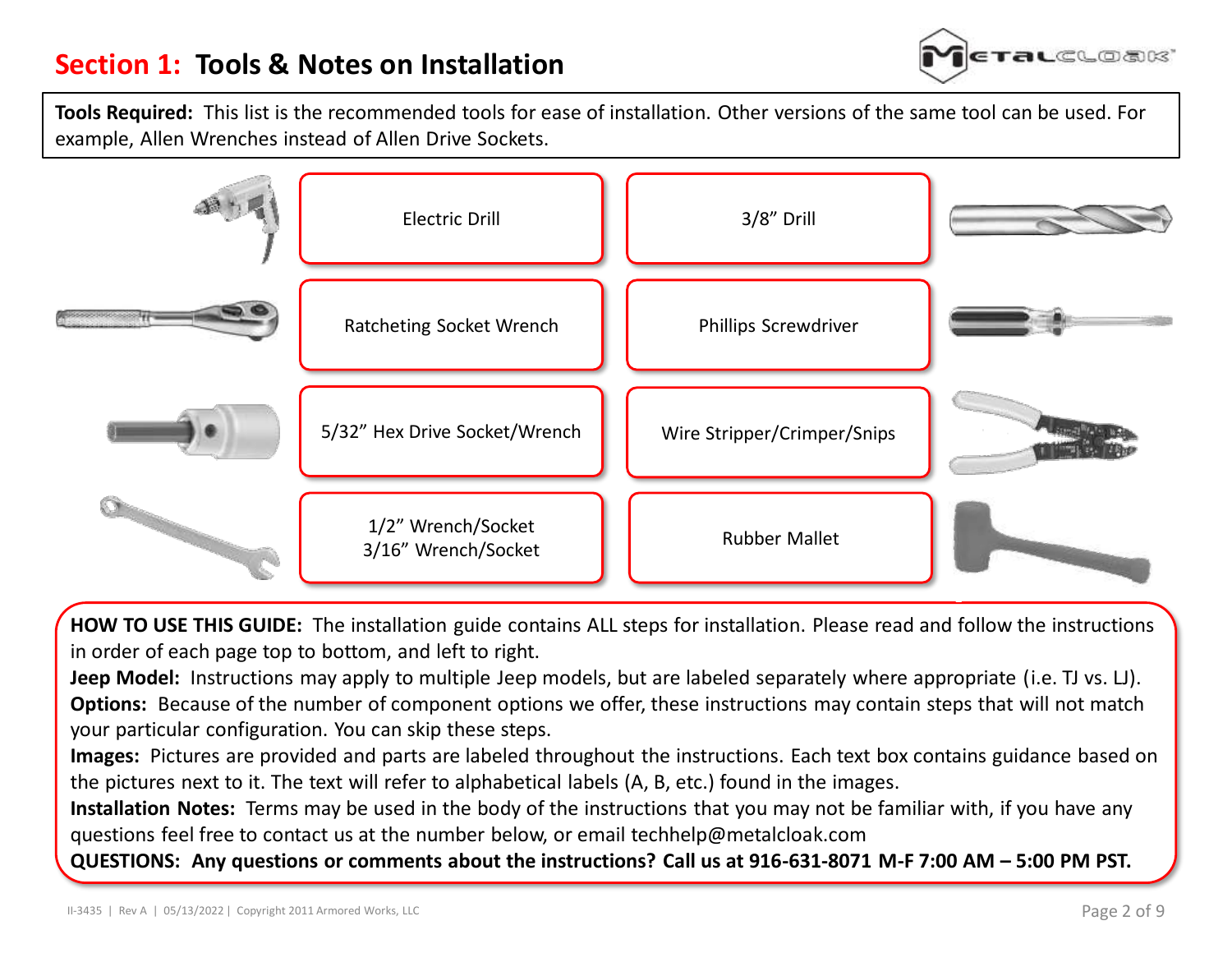# Section 1: Tools & Notes on Installation

**Tools Required:** This list is the recommended tools for ease of installation. Other versions of the same tool can be used. For example, Allen Wrenches instead of Allen Drive Sockets.

- Electric Drill
- 3/8" Drill
- Ratcheting Socket Wrench
- Phillips Screwdriver
- 5/32" Hex Drive Socket/Wrench
- Wire Stripper/Crimper/Snips
- 1/2" Wrench/Socket
  3/16" Wrench/Socket
- Rubber Mallet

**HOW TO USE THIS GUIDE:** The installation guide contains ALL steps for installation. Please read and follow the instructions in order of each page top to bottom, and left to right.

**Jeep Model:** Instructions may apply to multiple Jeep models, but are labeled separately where appropriate (i.e. TJ vs. LJ).

**Options:** Because of the number of component options we offer, these instructions may contain steps that will not match your particular configuration. You can skip these steps.

**Images:** Pictures are provided and parts are labeled throughout the instructions. Each text box contains guidance based on the pictures next to it. The text will refer to alphabetical labels (A, B, etc.) found in the images.

**Installation Notes:** Terms may be used in the body of the instructions that you may not be familiar with, if you have any questions feel free to contact us at the number below, or email techhelp@metalcloak.com

**QUESTIONS: Any questions or comments about the instructions? Call us at 916-631-8071 M-F 7:00 AM – 5:00 PM PST.**

II-3435 | Rev A | 05/13/2022 | Copyright 2011 Armored Works, LLC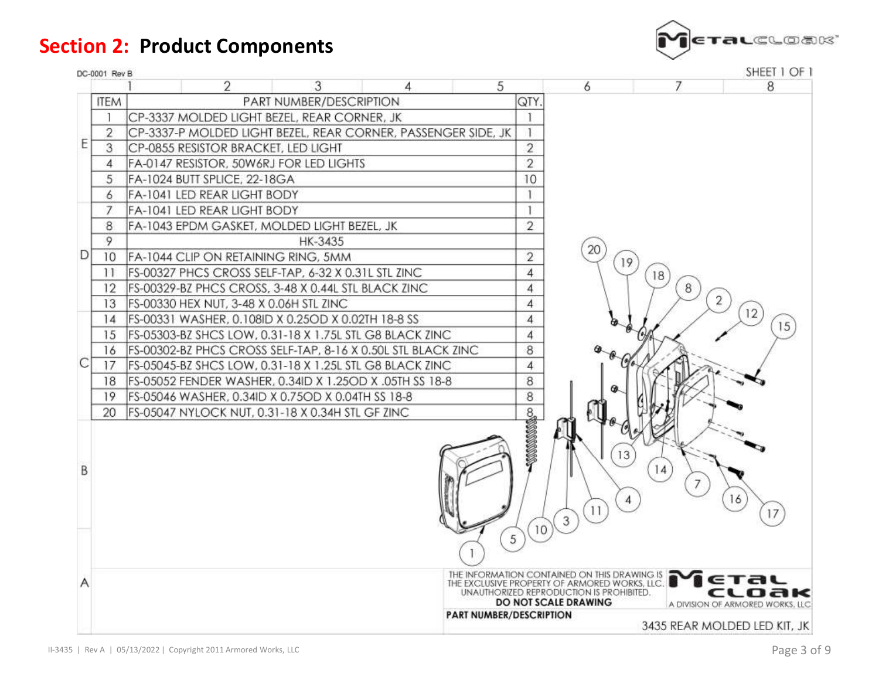## Section 2: Product Components

DC-0001 Rev B

SHEET 1 OF 1

| ITEM | PART NUMBER/DESCRIPTION | QTY. |
|---|---|---|
| 1 | CP-3337 MOLDED LIGHT BEZEL, REAR CORNER, JK | 1 |
| 2 | CP-3337-P MOLDED LIGHT BEZEL, REAR CORNER, PASSENGER SIDE, JK | 1 |
| 3 | CP-0855 RESISTOR BRACKET, LED LIGHT | 2 |
| 4 | FA-0147 RESISTOR, 50W6RJ FOR LED LIGHTS | 2 |
| 5 | FA-1024 BUTT SPLICE, 22-18GA | 10 |
| 6 | FA-1041 LED REAR LIGHT BODY | 1 |
| 7 | FA-1041 LED REAR LIGHT BODY | 1 |
| 8 | FA-1043 EPDM GASKET, MOLDED LIGHT BEZEL, JK | 2 |
| 9 | HK-3435 | |
| 10 | FA-1044 CLIP ON RETAINING RING, 5MM | 2 |
| 11 | FS-00327 PHCS CROSS SELF-TAP, 6-32 X 0.31L STL ZINC | 4 |
| 12 | FS-00329-BZ PHCS CROSS, 3-48 X 0.44L STL BLACK ZINC | 4 |
| 13 | FS-00330 HEX NUT, 3-48 X 0.06H STL ZINC | 4 |
| 14 | FS-00331 WASHER, 0.108ID X 0.25OD X 0.02TH 18-8 SS | 4 |
| 15 | FS-05303-BZ SHCS LOW, 0.31-18 X 1.75L STL G8 BLACK ZINC | 4 |
| 16 | FS-00302-BZ PHCS CROSS SELF-TAP, 8-16 X 0.50L STL BLACK ZINC | 8 |
| 17 | FS-05045-BZ SHCS LOW, 0.31-18 X 1.25L STL G8 BLACK ZINC | 4 |
| 18 | FS-05052 FENDER WASHER, 0.34ID X 1.25OD X .05TH SS 18-8 | 8 |
| 19 | FS-05046 WASHER, 0.34ID X 0.75OD X 0.04TH SS 18-8 | 8 |
| 20 | FS-05047 NYLOCK NUT, 0.31-18 X 0.34H STL GF ZINC | 8 |

THE INFORMATION CONTAINED ON THIS DRAWING IS THE EXCLUSIVE PROPERTY OF ARMORED WORKS, LLC. UNAUTHORIZED REPRODUCTION IS PROHIBITED.

**DO NOT SCALE DRAWING**

METAL CLOAK — A DIVISION OF ARMORED WORKS, LLC

**PART NUMBER/DESCRIPTION**

3435 REAR MOLDED LED KIT, JK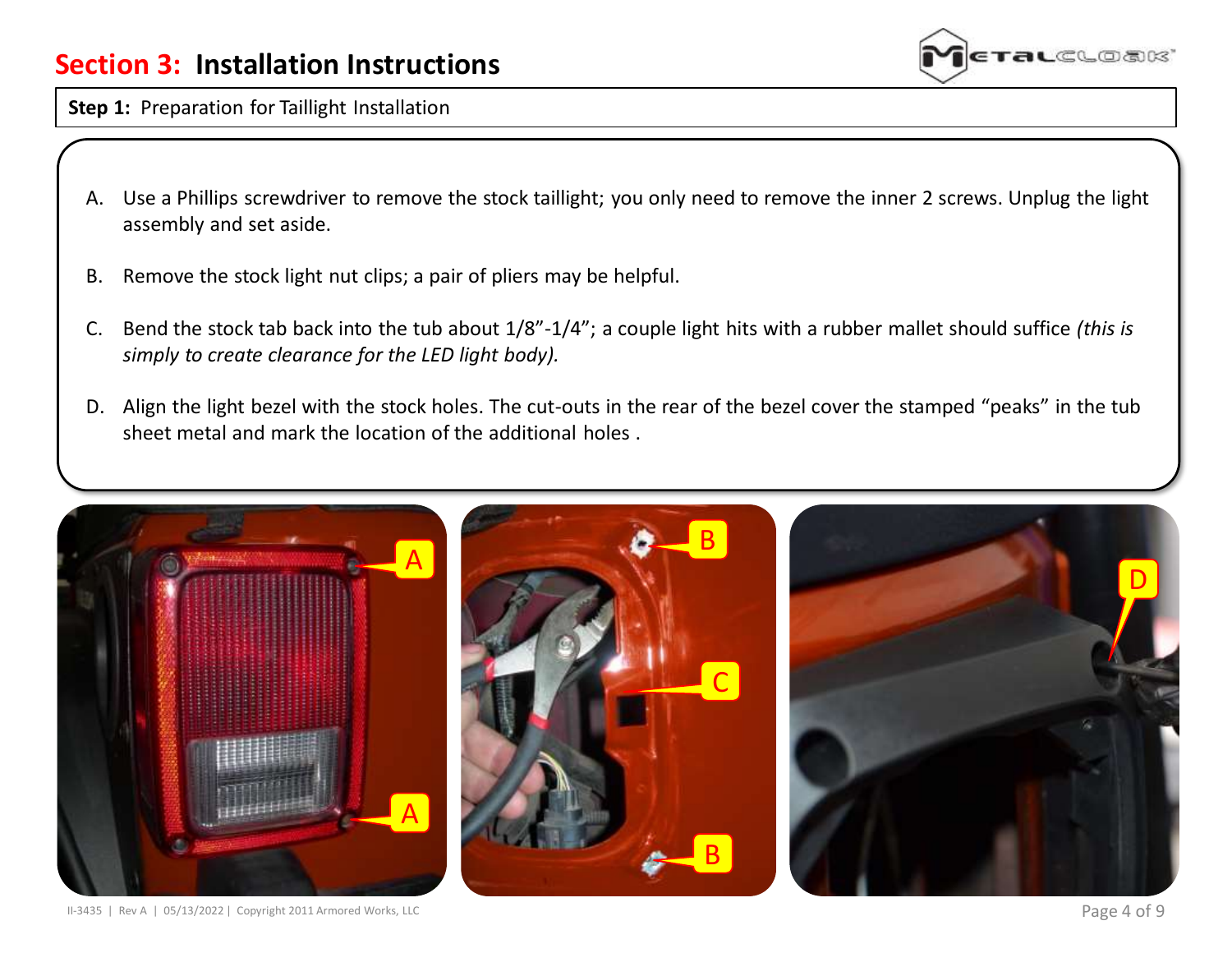# Section 3: Installation Instructions

**Step 1:** Preparation for Taillight Installation

A. Use a Phillips screwdriver to remove the stock taillight; you only need to remove the inner 2 screws. Unplug the light assembly and set aside.

B. Remove the stock light nut clips; a pair of pliers may be helpful.

C. Bend the stock tab back into the tub about 1/8"-1/4"; a couple light hits with a rubber mallet should suffice *(this is simply to create clearance for the LED light body).*

D. Align the light bezel with the stock holes. The cut-outs in the rear of the bezel cover the stamped "peaks" in the tub sheet metal and mark the location of the additional holes .

II-3435 | Rev A | 05/13/2022 | Copyright 2011 Armored Works, LLC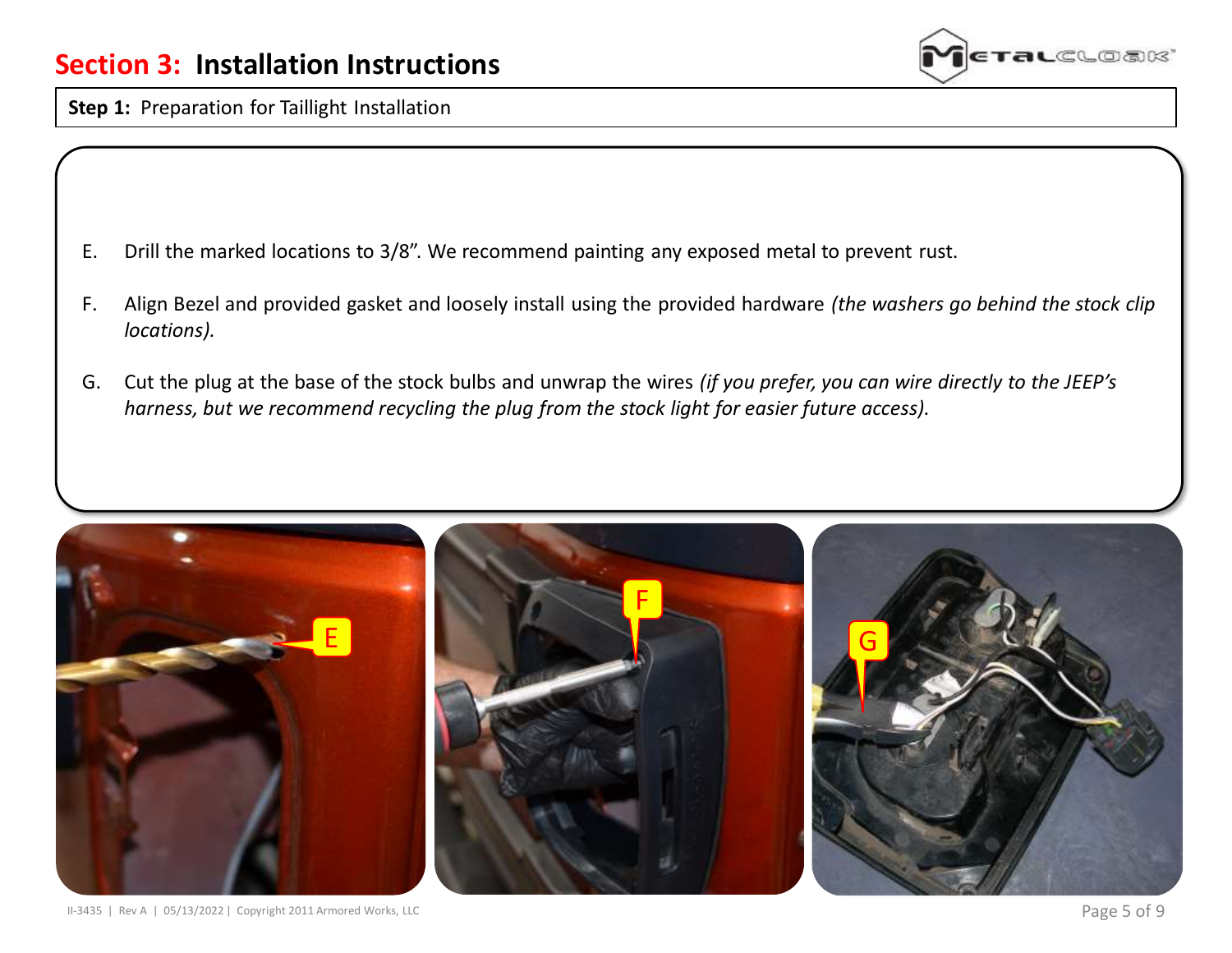## Section 3: Installation Instructions

**Step 1:** Preparation for Taillight Installation

E. Drill the marked locations to 3/8". We recommend painting any exposed metal to prevent rust.

F. Align Bezel and provided gasket and loosely install using the provided hardware *(the washers go behind the stock clip locations).*

G. Cut the plug at the base of the stock bulbs and unwrap the wires *(if you prefer, you can wire directly to the JEEP's harness, but we recommend recycling the plug from the stock light for easier future access).*

II-3435 | Rev A | 05/13/2022 | Copyright 2011 Armored Works, LLC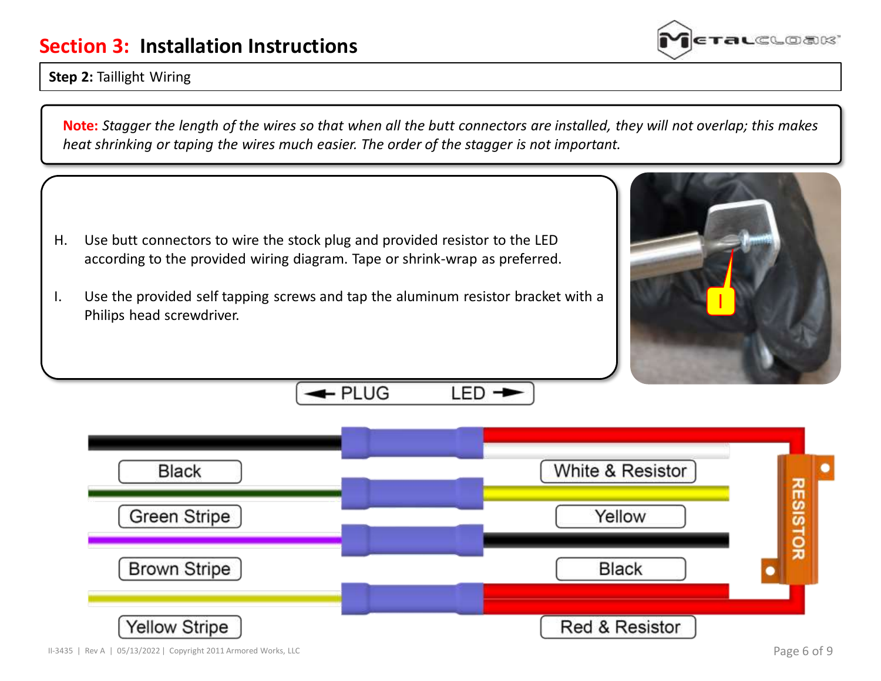# Section 3: Installation Instructions

**Step 2:** Taillight Wiring

**Note:** *Stagger the length of the wires so that when all the butt connectors are installed, they will not overlap; this makes heat shrinking or taping the wires much easier. The order of the stagger is not important.*

H. Use butt connectors to wire the stock plug and provided resistor to the LED according to the provided wiring diagram. Tape or shrink-wrap as preferred.

I. Use the provided self tapping screws and tap the aluminum resistor bracket with a Philips head screwdriver.

I

← PLUG LED →

Black

Green Stripe

Brown Stripe

Yellow Stripe

White & Resistor

Yellow

Black

Red & Resistor

RESISTOR

II-3435 | Rev A | 05/13/2022 | Copyright 2011 Armored Works, LLC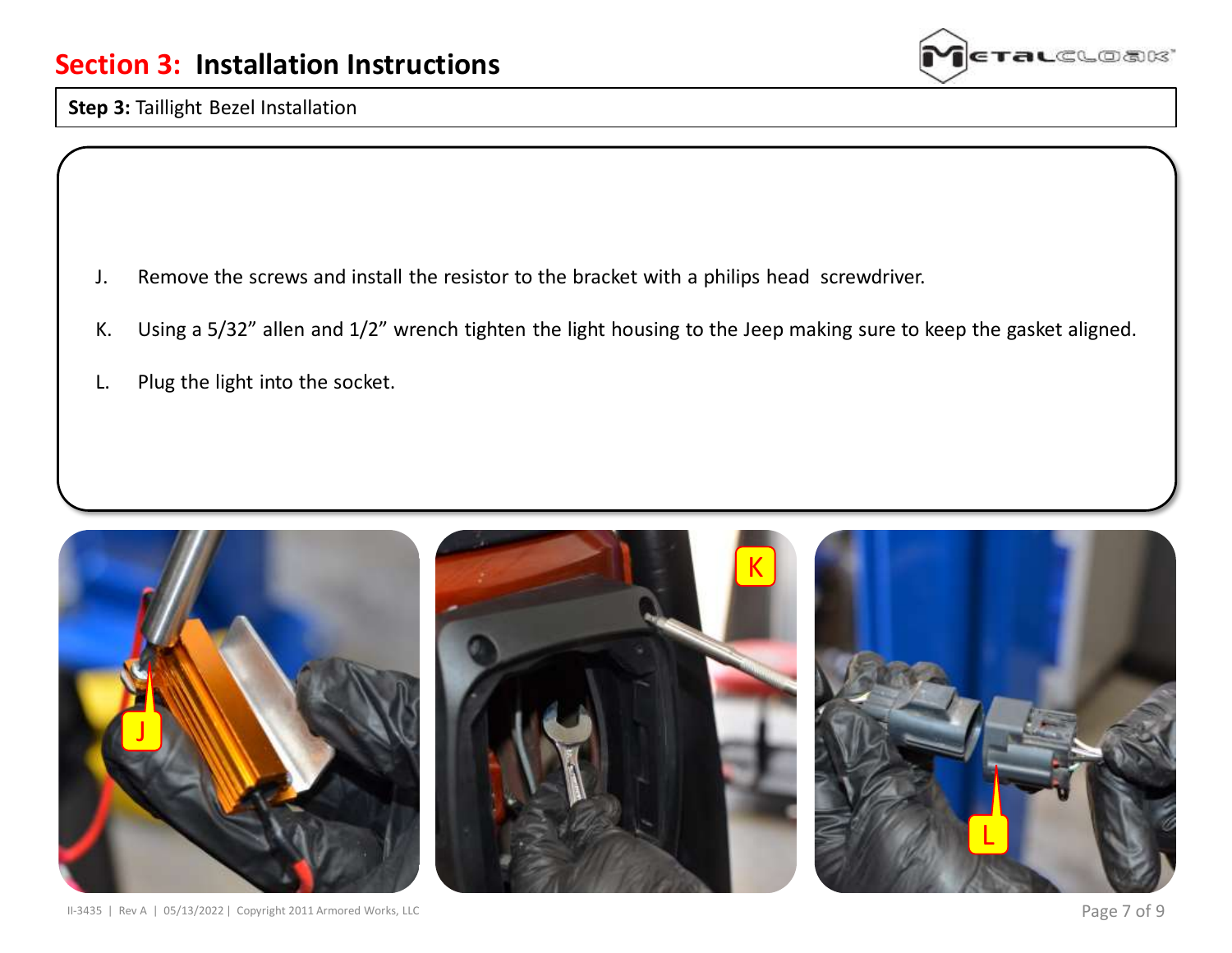## Section 3: Installation Instructions

**Step 3:** Taillight Bezel Installation

J. Remove the screws and install the resistor to the bracket with a philips head screwdriver.

K. Using a 5/32" allen and 1/2" wrench tighten the light housing to the Jeep making sure to keep the gasket aligned.

L. Plug the light into the socket.

II-3435 | Rev A | 05/13/2022 | Copyright 2011 Armored Works, LLC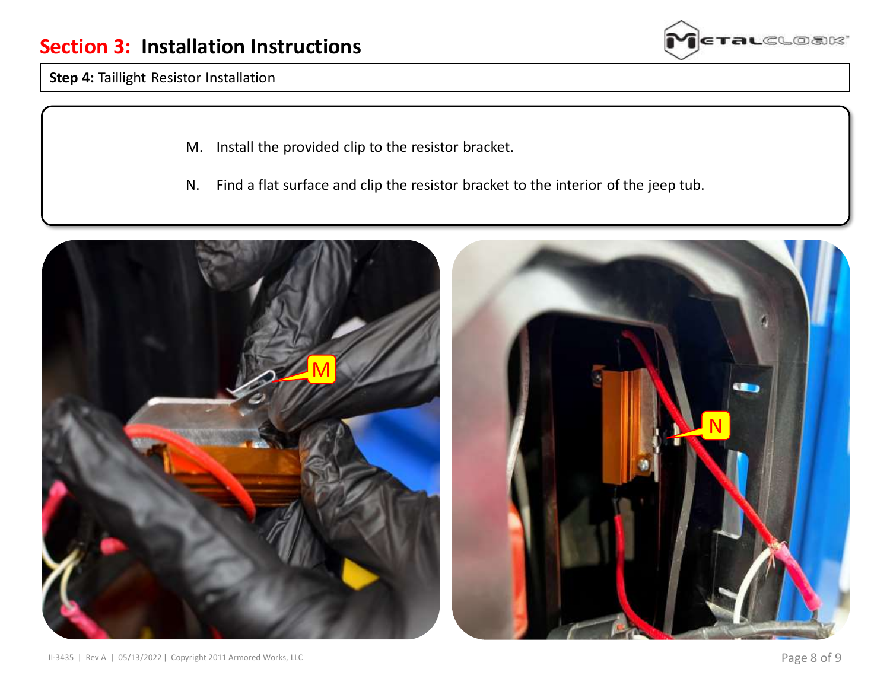# Section 3: Installation Instructions

**Step 4:** Taillight Resistor Installation

M. Install the provided clip to the resistor bracket.

N. Find a flat surface and clip the resistor bracket to the interior of the jeep tub.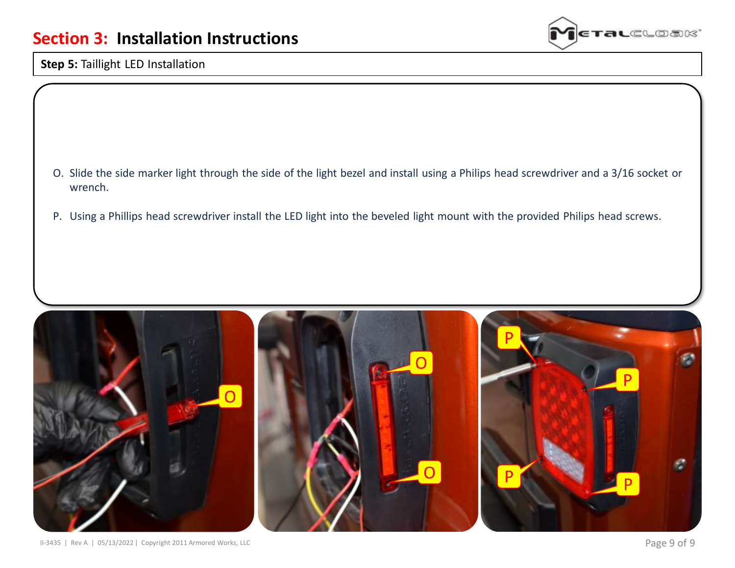# Section 3: Installation Instructions

**Step 5:** Taillight LED Installation

O. Slide the side marker light through the side of the light bezel and install using a Philips head screwdriver and a 3/16 socket or wrench.

P. Using a Phillips head screwdriver install the LED light into the beveled light mount with the provided Philips head screws.

II-3435 | Rev A | 05/13/2022 | Copyright 2011 Armored Works, LLC